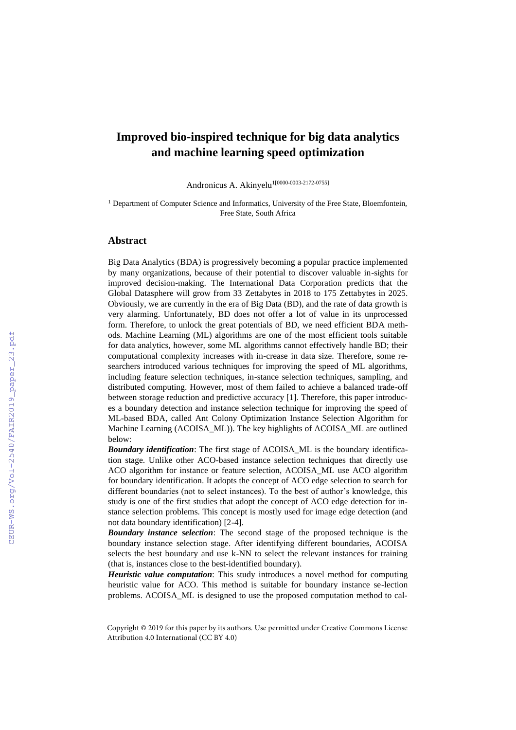# Improved bio-inspired technique for big data analytics and machine learning speed optimization

Andronicus A. Akinyelu[1][0000-0003-2172-0755]

[1] Department of Computer Science and Informatics, University of the Free State, Bloemfontein, Free State, South Africa

## Abstract

Big Data Analytics (BDA) is progressively becoming a popular practice implemented by many organizations, because of their potential to discover valuable in-sights for improved decision-making. The International Data Corporation predicts that the Global Datasphere will grow from 33 Zettabytes in 2018 to 175 Zettabytes in 2025. Obviously, we are currently in the era of Big Data (BD), and the rate of data growth is very alarming. Unfortunately, BD does not offer a lot of value in its unprocessed form. Therefore, to unlock the great potentials of BD, we need efficient BDA methods. Machine Learning (ML) algorithms are one of the most efficient tools suitable for data analytics, however, some ML algorithms cannot effectively handle BD; their computational complexity increases with in-crease in data size. Therefore, some researchers introduced various techniques for improving the speed of ML algorithms, including feature selection techniques, in-stance selection techniques, sampling, and distributed computing. However, most of them failed to achieve a balanced trade-off between storage reduction and predictive accuracy [1]. Therefore, this paper introduces a boundary detection and instance selection technique for improving the speed of ML-based BDA, called Ant Colony Optimization Instance Selection Algorithm for Machine Learning (ACOISA_ML)). The key highlights of ACOISA_ML are outlined below:

***Boundary identification***: The first stage of ACOISA_ML is the boundary identification stage. Unlike other ACO-based instance selection techniques that directly use ACO algorithm for instance or feature selection, ACOISA_ML use ACO algorithm for boundary identification. It adopts the concept of ACO edge selection to search for different boundaries (not to select instances). To the best of author's knowledge, this study is one of the first studies that adopt the concept of ACO edge detection for instance selection problems. This concept is mostly used for image edge detection (and not data boundary identification) [2-4].

***Boundary instance selection***: The second stage of the proposed technique is the boundary instance selection stage. After identifying different boundaries, ACOISA selects the best boundary and use k-NN to select the relevant instances for training (that is, instances close to the best-identified boundary).

***Heuristic value computation***: This study introduces a novel method for computing heuristic value for ACO. This method is suitable for boundary instance se-lection problems. ACOISA_ML is designed to use the proposed computation method to cal-

Copyright © 2019 for this paper by its authors. Use permitted under Creative Commons License Attribution 4.0 International (CC BY 4.0)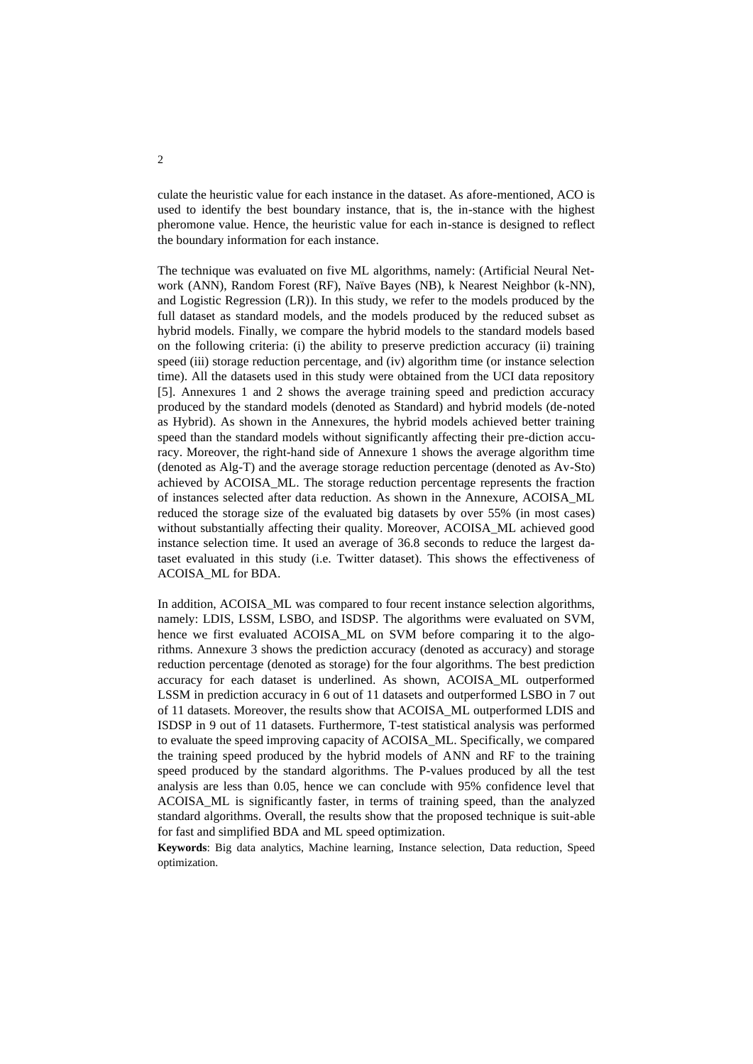culate the heuristic value for each instance in the dataset. As afore-mentioned, ACO is used to identify the best boundary instance, that is, the in-stance with the highest pheromone value. Hence, the heuristic value for each in-stance is designed to reflect the boundary information for each instance.

The technique was evaluated on five ML algorithms, namely: (Artificial Neural Network (ANN), Random Forest (RF), Naïve Bayes (NB), k Nearest Neighbor (k-NN), and Logistic Regression (LR)). In this study, we refer to the models produced by the full dataset as standard models, and the models produced by the reduced subset as hybrid models. Finally, we compare the hybrid models to the standard models based on the following criteria: (i) the ability to preserve prediction accuracy (ii) training speed (iii) storage reduction percentage, and (iv) algorithm time (or instance selection time). All the datasets used in this study were obtained from the UCI data repository [5]. Annexures 1 and 2 shows the average training speed and prediction accuracy produced by the standard models (denoted as Standard) and hybrid models (de-noted as Hybrid). As shown in the Annexures, the hybrid models achieved better training speed than the standard models without significantly affecting their pre-diction accuracy. Moreover, the right-hand side of Annexure 1 shows the average algorithm time (denoted as Alg-T) and the average storage reduction percentage (denoted as Av-Sto) achieved by ACOISA_ML. The storage reduction percentage represents the fraction of instances selected after data reduction. As shown in the Annexure, ACOISA_ML reduced the storage size of the evaluated big datasets by over 55% (in most cases) without substantially affecting their quality. Moreover, ACOISA_ML achieved good instance selection time. It used an average of 36.8 seconds to reduce the largest dataset evaluated in this study (i.e. Twitter dataset). This shows the effectiveness of ACOISA_ML for BDA.

In addition, ACOISA_ML was compared to four recent instance selection algorithms, namely: LDIS, LSSM, LSBO, and ISDSP. The algorithms were evaluated on SVM, hence we first evaluated ACOISA_ML on SVM before comparing it to the algorithms. Annexure 3 shows the prediction accuracy (denoted as accuracy) and storage reduction percentage (denoted as storage) for the four algorithms. The best prediction accuracy for each dataset is underlined. As shown, ACOISA_ML outperformed LSSM in prediction accuracy in 6 out of 11 datasets and outperformed LSBO in 7 out of 11 datasets. Moreover, the results show that ACOISA_ML outperformed LDIS and ISDSP in 9 out of 11 datasets. Furthermore, T-test statistical analysis was performed to evaluate the speed improving capacity of ACOISA_ML. Specifically, we compared the training speed produced by the hybrid models of ANN and RF to the training speed produced by the standard algorithms. The P-values produced by all the test analysis are less than 0.05, hence we can conclude with 95% confidence level that ACOISA_ML is significantly faster, in terms of training speed, than the analyzed standard algorithms. Overall, the results show that the proposed technique is suit-able for fast and simplified BDA and ML speed optimization.

**Keywords**: Big data analytics, Machine learning, Instance selection, Data reduction, Speed optimization.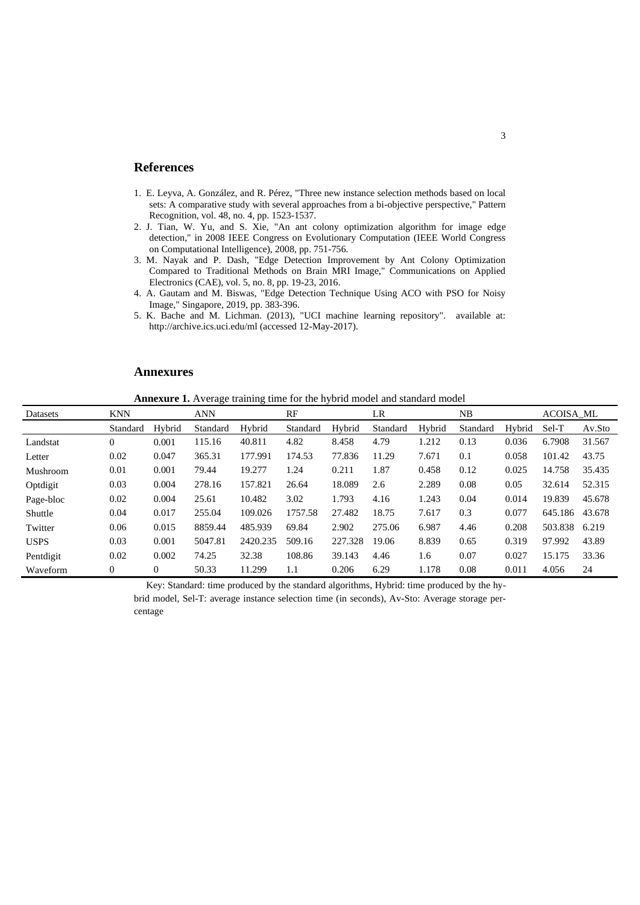## References

1. E. Leyva, A. González, and R. Pérez, "Three new instance selection methods based on local sets: A comparative study with several approaches from a bi-objective perspective," Pattern Recognition, vol. 48, no. 4, pp. 1523-1537.
2. J. Tian, W. Yu, and S. Xie, "An ant colony optimization algorithm for image edge detection," in 2008 IEEE Congress on Evolutionary Computation (IEEE World Congress on Computational Intelligence), 2008, pp. 751-756.
3. M. Nayak and P. Dash, "Edge Detection Improvement by Ant Colony Optimization Compared to Traditional Methods on Brain MRI Image," Communications on Applied Electronics (CAE), vol. 5, no. 8, pp. 19-23, 2016.
4. A. Gautam and M. Biswas, "Edge Detection Technique Using ACO with PSO for Noisy Image," Singapore, 2019, pp. 383-396.
5. K. Bache and M. Lichman. (2013), "UCI machine learning repository". available at: http://archive.ics.uci.edu/ml (accessed 12-May-2017).

## Annexures

**Annexure 1.** Average training time for the hybrid model and standard model

| Datasets | KNN | | ANN | | RF | | LR | | NB | | ACOISA_ML | |
|---|---|---|---|---|---|---|---|---|---|---|---|---|
| | Standard | Hybrid | Standard | Hybrid | Standard | Hybrid | Standard | Hybrid | Standard | Hybrid | Sel-T | Av.Sto |
| Landstat | 0 | 0.001 | 115.16 | 40.811 | 4.82 | 8.458 | 4.79 | 1.212 | 0.13 | 0.036 | 6.7908 | 31.567 |
| Letter | 0.02 | 0.047 | 365.31 | 177.991 | 174.53 | 77.836 | 11.29 | 7.671 | 0.1 | 0.058 | 101.42 | 43.75 |
| Mushroom | 0.01 | 0.001 | 79.44 | 19.277 | 1.24 | 0.211 | 1.87 | 0.458 | 0.12 | 0.025 | 14.758 | 35.435 |
| Optdigit | 0.03 | 0.004 | 278.16 | 157.821 | 26.64 | 18.089 | 2.6 | 2.289 | 0.08 | 0.05 | 32.614 | 52.315 |
| Page-bloc | 0.02 | 0.004 | 25.61 | 10.482 | 3.02 | 1.793 | 4.16 | 1.243 | 0.04 | 0.014 | 19.839 | 45.678 |
| Shuttle | 0.04 | 0.017 | 255.04 | 109.026 | 1757.58 | 27.482 | 18.75 | 7.617 | 0.3 | 0.077 | 645.186 | 43.678 |
| Twitter | 0.06 | 0.015 | 8859.44 | 485.939 | 69.84 | 2.902 | 275.06 | 6.987 | 4.46 | 0.208 | 503.838 | 6.219 |
| USPS | 0.03 | 0.001 | 5047.81 | 2420.235 | 509.16 | 227.328 | 19.06 | 8.839 | 0.65 | 0.319 | 97.992 | 43.89 |
| Pentdigit | 0.02 | 0.002 | 74.25 | 32.38 | 108.86 | 39.143 | 4.46 | 1.6 | 0.07 | 0.027 | 15.175 | 33.36 |
| Waveform | 0 | 0 | 50.33 | 11.299 | 1.1 | 0.206 | 6.29 | 1.178 | 0.08 | 0.011 | 4.056 | 24 |

Key: Standard: time produced by the standard algorithms, Hybrid: time produced by the hybrid model, Sel-T: average instance selection time (in seconds), Av-Sto: Average storage percentage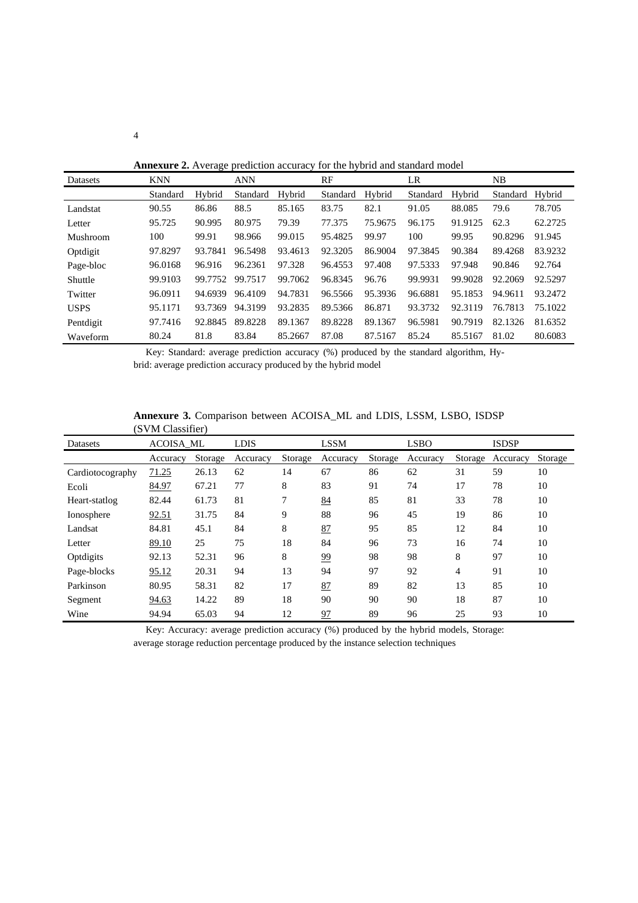**Annexure 2.** Average prediction accuracy for the hybrid and standard model

| Datasets | KNN | | ANN | | RF | | LR | | NB | |
|---|---|---|---|---|---|---|---|---|---|---|
| | Standard | Hybrid | Standard | Hybrid | Standard | Hybrid | Standard | Hybrid | Standard | Hybrid |
| Landstat | 90.55 | 86.86 | 88.5 | 85.165 | 83.75 | 82.1 | 91.05 | 88.085 | 79.6 | 78.705 |
| Letter | 95.725 | 90.995 | 80.975 | 79.39 | 77.375 | 75.9675 | 96.175 | 91.9125 | 62.3 | 62.2725 |
| Mushroom | 100 | 99.91 | 98.966 | 99.015 | 95.4825 | 99.97 | 100 | 99.95 | 90.8296 | 91.945 |
| Optdigit | 97.8297 | 93.7841 | 96.5498 | 93.4613 | 92.3205 | 86.9004 | 97.3845 | 90.384 | 89.4268 | 83.9232 |
| Page-bloc | 96.0168 | 96.916 | 96.2361 | 97.328 | 96.4553 | 97.408 | 97.5333 | 97.948 | 90.846 | 92.764 |
| Shuttle | 99.9103 | 99.7752 | 99.7517 | 99.7062 | 96.8345 | 96.76 | 99.9931 | 99.9028 | 92.2069 | 92.5297 |
| Twitter | 96.0911 | 94.6939 | 96.4109 | 94.7831 | 96.5566 | 95.3936 | 96.6881 | 95.1853 | 94.9611 | 93.2472 |
| USPS | 95.1171 | 93.7369 | 94.3199 | 93.2835 | 89.5366 | 86.871 | 93.3732 | 92.3119 | 76.7813 | 75.1022 |
| Pentdigit | 97.7416 | 92.8845 | 89.8228 | 89.1367 | 89.8228 | 89.1367 | 96.5981 | 90.7919 | 82.1326 | 81.6352 |
| Waveform | 80.24 | 81.8 | 83.84 | 85.2667 | 87.08 | 87.5167 | 85.24 | 85.5167 | 81.02 | 80.6083 |

Key: Standard: average prediction accuracy (%) produced by the standard algorithm, Hybrid: average prediction accuracy produced by the hybrid model

**Annexure 3.** Comparison between ACOISA_ML and LDIS, LSSM, LSBO, ISDSP (SVM Classifier)

| Datasets | ACOISA_ML | | LDIS | | LSSM | | LSBO | | ISDSP | |
|---|---|---|---|---|---|---|---|---|---|---|
| | Accuracy | Storage | Accuracy | Storage | Accuracy | Storage | Accuracy | Storage | Accuracy | Storage |
| Cardiotocography | 71.25 | 26.13 | 62 | 14 | 67 | 86 | 62 | 31 | 59 | 10 |
| Ecoli | 84.97 | 67.21 | 77 | 8 | 83 | 91 | 74 | 17 | 78 | 10 |
| Heart-statlog | 82.44 | 61.73 | 81 | 7 | 84 | 85 | 81 | 33 | 78 | 10 |
| Ionosphere | 92.51 | 31.75 | 84 | 9 | 88 | 96 | 45 | 19 | 86 | 10 |
| Landsat | 84.81 | 45.1 | 84 | 8 | 87 | 95 | 85 | 12 | 84 | 10 |
| Letter | 89.10 | 25 | 75 | 18 | 84 | 96 | 73 | 16 | 74 | 10 |
| Optdigits | 92.13 | 52.31 | 96 | 8 | 99 | 98 | 98 | 8 | 97 | 10 |
| Page-blocks | 95.12 | 20.31 | 94 | 13 | 94 | 97 | 92 | 4 | 91 | 10 |
| Parkinson | 80.95 | 58.31 | 82 | 17 | 87 | 89 | 82 | 13 | 85 | 10 |
| Segment | 94.63 | 14.22 | 89 | 18 | 90 | 90 | 90 | 18 | 87 | 10 |
| Wine | 94.94 | 65.03 | 94 | 12 | 97 | 89 | 96 | 25 | 93 | 10 |

Key: Accuracy: average prediction accuracy (%) produced by the hybrid models, Storage: average storage reduction percentage produced by the instance selection techniques